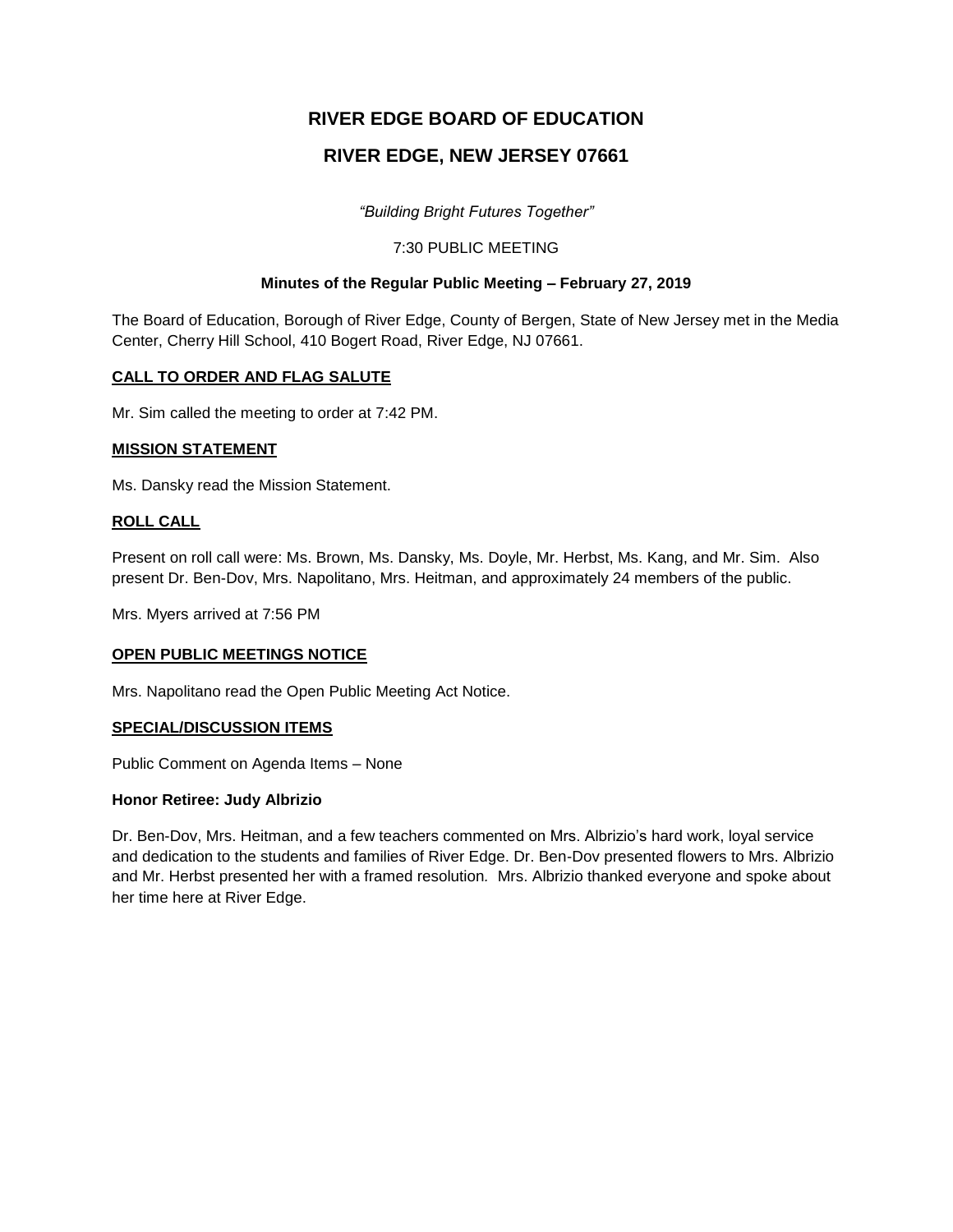# RIVER EDGE BOARD OF EDUCATION

# RIVER EDGE, NEW JERSEY 07661

*"Building Bright Futures Together"*

7:30 PUBLIC MEETING

**Minutes of the Regular Public Meeting – February 27, 2019**

The Board of Education, Borough of River Edge, County of Bergen, State of New Jersey met in the Media Center, Cherry Hill School, 410 Bogert Road, River Edge, NJ 07661.

## CALL TO ORDER AND FLAG SALUTE

Mr. Sim called the meeting to order at 7:42 PM.

## MISSION STATEMENT

Ms. Dansky read the Mission Statement.

## ROLL CALL

Present on roll call were: Ms. Brown, Ms. Dansky, Ms. Doyle, Mr. Herbst, Ms. Kang, and Mr. Sim. Also present Dr. Ben-Dov, Mrs. Napolitano, Mrs. Heitman, and approximately 24 members of the public.

Mrs. Myers arrived at 7:56 PM

## OPEN PUBLIC MEETINGS NOTICE

Mrs. Napolitano read the Open Public Meeting Act Notice.

## SPECIAL/DISCUSSION ITEMS

Public Comment on Agenda Items – None

**Honor Retiree: Judy Albrizio**

Dr. Ben-Dov, Mrs. Heitman, and a few teachers commented on Mrs. Albrizio's hard work, loyal service and dedication to the students and families of River Edge. Dr. Ben-Dov presented flowers to Mrs. Albrizio and Mr. Herbst presented her with a framed resolution. Mrs. Albrizio thanked everyone and spoke about her time here at River Edge.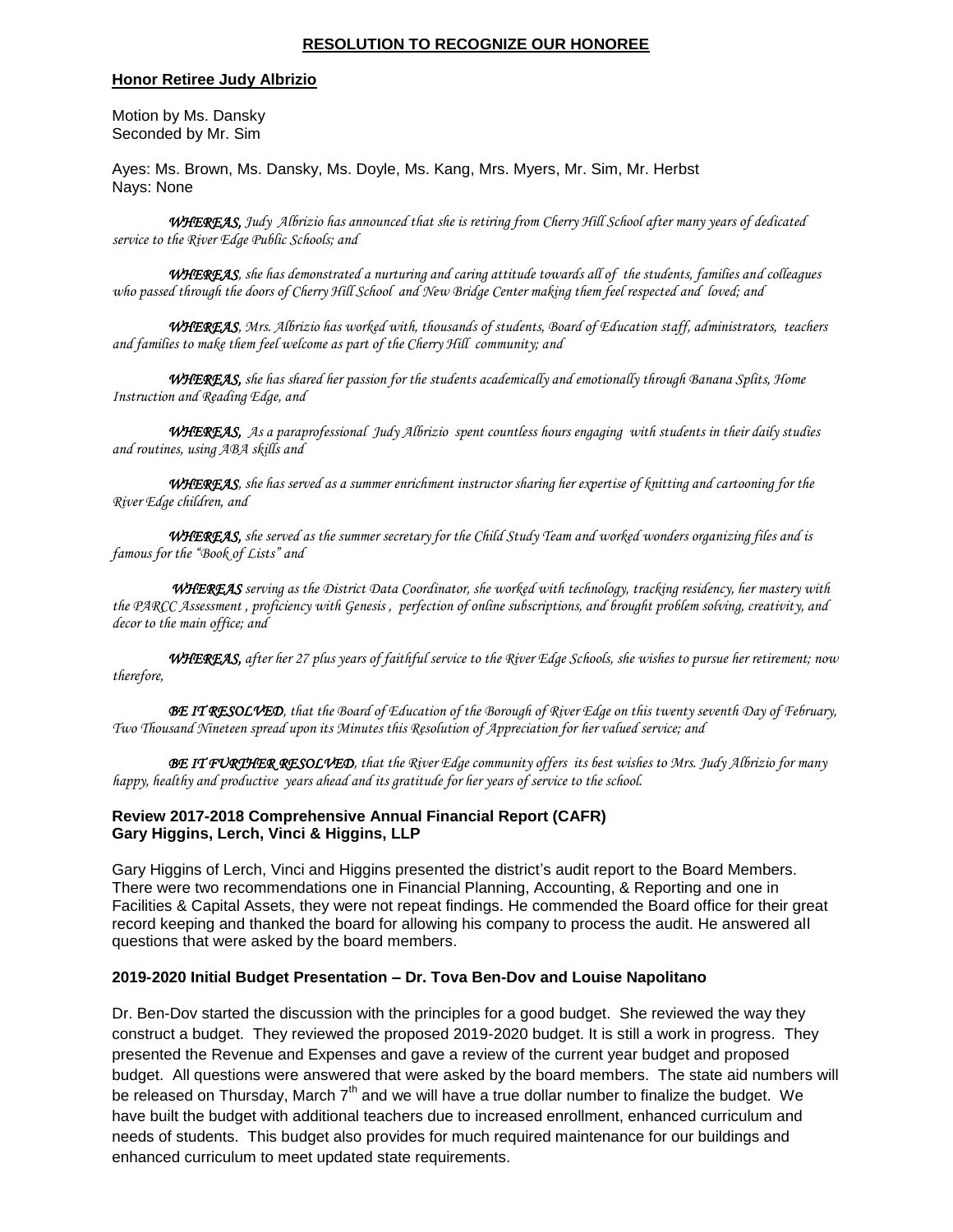## RESOLUTION TO RECOGNIZE OUR HONOREE

**Honor Retiree Judy Albrizio**

Motion by Ms. Dansky
Seconded by Mr. Sim

Ayes: Ms. Brown, Ms. Dansky, Ms. Doyle, Ms. Kang, Mrs. Myers, Mr. Sim, Mr. Herbst
Nays: None

*WHEREAS, Judy Albrizio has announced that she is retiring from Cherry Hill School after many years of dedicated service to the River Edge Public Schools; and*

*WHEREAS, she has demonstrated a nurturing and caring attitude towards all of the students, families and colleagues who passed through the doors of Cherry Hill School and New Bridge Center making them feel respected and loved; and*

*WHEREAS, Mrs. Albrizio has worked with, thousands of students, Board of Education staff, administrators, teachers and families to make them feel welcome as part of the Cherry Hill community; and*

*WHEREAS, she has shared her passion for the students academically and emotionally through Banana Splits, Home Instruction and Reading Edge, and*

*WHEREAS, As a paraprofessional Judy Albrizio spent countless hours engaging with students in their daily studies and routines, using ABA skills and*

*WHEREAS, she has served as a summer enrichment instructor sharing her expertise of knitting and cartooning for the River Edge children, and*

*WHEREAS, she served as the summer secretary for the Child Study Team and worked wonders organizing files and is famous for the "Book of Lists" and*

*WHEREAS serving as the District Data Coordinator, she worked with technology, tracking residency, her mastery with the PARCC Assessment , proficiency with Genesis , perfection of online subscriptions, and brought problem solving, creativity, and decor to the main office; and*

*WHEREAS, after her 27 plus years of faithful service to the River Edge Schools, she wishes to pursue her retirement; now therefore,*

*BE IT RESOLVED, that the Board of Education of the Borough of River Edge on this twenty seventh Day of February, Two Thousand Nineteen spread upon its Minutes this Resolution of Appreciation for her valued service; and*

*BE IT FURTHER RESOLVED, that the River Edge community offers its best wishes to Mrs. Judy Albrizio for many happy, healthy and productive years ahead and its gratitude for her years of service to the school.*

**Review 2017-2018 Comprehensive Annual Financial Report (CAFR)**
**Gary Higgins, Lerch, Vinci & Higgins, LLP**

Gary Higgins of Lerch, Vinci and Higgins presented the district's audit report to the Board Members. There were two recommendations one in Financial Planning, Accounting, & Reporting and one in Facilities & Capital Assets, they were not repeat findings. He commended the Board office for their great record keeping and thanked the board for allowing his company to process the audit. He answered all questions that were asked by the board members.

**2019-2020 Initial Budget Presentation – Dr. Tova Ben-Dov and Louise Napolitano**

Dr. Ben-Dov started the discussion with the principles for a good budget. She reviewed the way they construct a budget. They reviewed the proposed 2019-2020 budget. It is still a work in progress. They presented the Revenue and Expenses and gave a review of the current year budget and proposed budget. All questions were answered that were asked by the board members. The state aid numbers will be released on Thursday, March 7th and we will have a true dollar number to finalize the budget. We have built the budget with additional teachers due to increased enrollment, enhanced curriculum and needs of students. This budget also provides for much required maintenance for our buildings and enhanced curriculum to meet updated state requirements.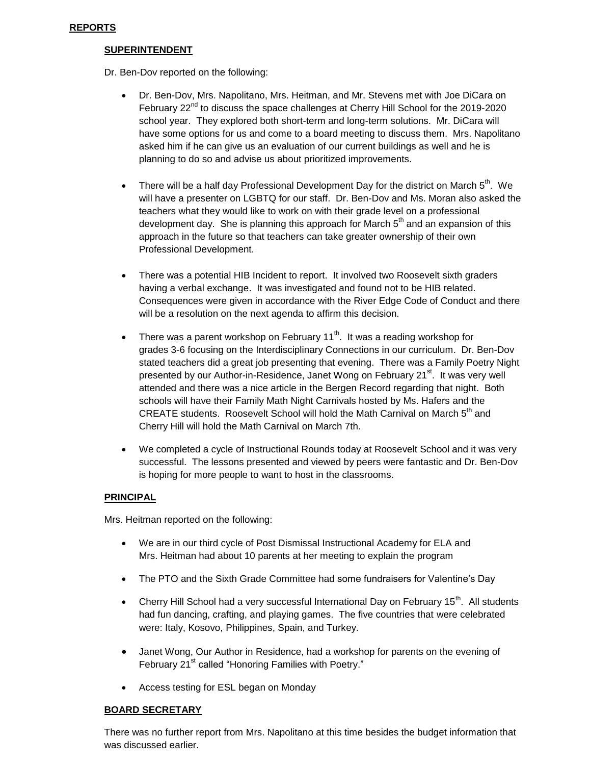## **REPORTS**

### **SUPERINTENDENT**

Dr. Ben-Dov reported on the following:

- Dr. Ben-Dov, Mrs. Napolitano, Mrs. Heitman, and Mr. Stevens met with Joe DiCara on February 22nd to discuss the space challenges at Cherry Hill School for the 2019-2020 school year. They explored both short-term and long-term solutions. Mr. DiCara will have some options for us and come to a board meeting to discuss them. Mrs. Napolitano asked him if he can give us an evaluation of our current buildings as well and he is planning to do so and advise us about prioritized improvements.

- There will be a half day Professional Development Day for the district on March 5th. We will have a presenter on LGBTQ for our staff. Dr. Ben-Dov and Ms. Moran also asked the teachers what they would like to work on with their grade level on a professional development day. She is planning this approach for March 5th and an expansion of this approach in the future so that teachers can take greater ownership of their own Professional Development.

- There was a potential HIB Incident to report. It involved two Roosevelt sixth graders having a verbal exchange. It was investigated and found not to be HIB related. Consequences were given in accordance with the River Edge Code of Conduct and there will be a resolution on the next agenda to affirm this decision.

- There was a parent workshop on February 11th. It was a reading workshop for grades 3-6 focusing on the Interdisciplinary Connections in our curriculum. Dr. Ben-Dov stated teachers did a great job presenting that evening. There was a Family Poetry Night presented by our Author-in-Residence, Janet Wong on February 21st. It was very well attended and there was a nice article in the Bergen Record regarding that night. Both schools will have their Family Math Night Carnivals hosted by Ms. Hafers and the CREATE students. Roosevelt School will hold the Math Carnival on March 5th and Cherry Hill will hold the Math Carnival on March 7th.

- We completed a cycle of Instructional Rounds today at Roosevelt School and it was very successful. The lessons presented and viewed by peers were fantastic and Dr. Ben-Dov is hoping for more people to want to host in the classrooms.

### **PRINCIPAL**

Mrs. Heitman reported on the following:

- We are in our third cycle of Post Dismissal Instructional Academy for ELA and Mrs. Heitman had about 10 parents at her meeting to explain the program

- The PTO and the Sixth Grade Committee had some fundraisers for Valentine's Day

- Cherry Hill School had a very successful International Day on February 15th. All students had fun dancing, crafting, and playing games. The five countries that were celebrated were: Italy, Kosovo, Philippines, Spain, and Turkey.

- Janet Wong, Our Author in Residence, had a workshop for parents on the evening of February 21st called "Honoring Families with Poetry."

- Access testing for ESL began on Monday

### **BOARD SECRETARY**

There was no further report from Mrs. Napolitano at this time besides the budget information that was discussed earlier.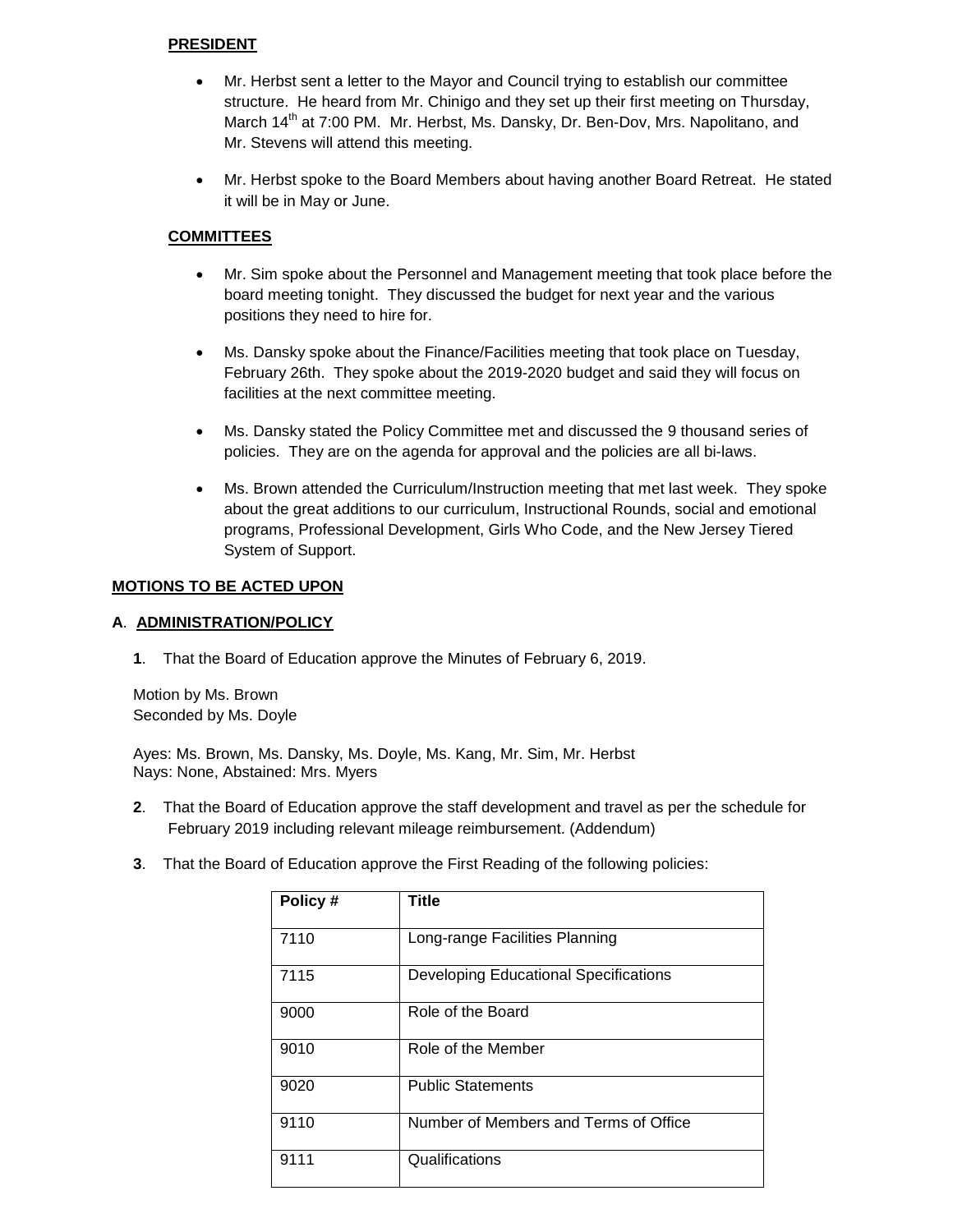**PRESIDENT**

- Mr. Herbst sent a letter to the Mayor and Council trying to establish our committee structure. He heard from Mr. Chinigo and they set up their first meeting on Thursday, March 14th at 7:00 PM. Mr. Herbst, Ms. Dansky, Dr. Ben-Dov, Mrs. Napolitano, and Mr. Stevens will attend this meeting.
- Mr. Herbst spoke to the Board Members about having another Board Retreat. He stated it will be in May or June.

**COMMITTEES**

- Mr. Sim spoke about the Personnel and Management meeting that took place before the board meeting tonight. They discussed the budget for next year and the various positions they need to hire for.
- Ms. Dansky spoke about the Finance/Facilities meeting that took place on Tuesday, February 26th. They spoke about the 2019-2020 budget and said they will focus on facilities at the next committee meeting.
- Ms. Dansky stated the Policy Committee met and discussed the 9 thousand series of policies. They are on the agenda for approval and the policies are all bi-laws.
- Ms. Brown attended the Curriculum/Instruction meeting that met last week. They spoke about the great additions to our curriculum, Instructional Rounds, social and emotional programs, Professional Development, Girls Who Code, and the New Jersey Tiered System of Support.

**MOTIONS TO BE ACTED UPON**

**A. ADMINISTRATION/POLICY**

**1**. That the Board of Education approve the Minutes of February 6, 2019.

Motion by Ms. Brown
Seconded by Ms. Doyle

Ayes: Ms. Brown, Ms. Dansky, Ms. Doyle, Ms. Kang, Mr. Sim, Mr. Herbst
Nays: None, Abstained: Mrs. Myers

**2**. That the Board of Education approve the staff development and travel as per the schedule for February 2019 including relevant mileage reimbursement. (Addendum)

**3**. That the Board of Education approve the First Reading of the following policies:

| Policy # | Title |
|---|---|
| 7110 | Long-range Facilities Planning |
| 7115 | Developing Educational Specifications |
| 9000 | Role of the Board |
| 9010 | Role of the Member |
| 9020 | Public Statements |
| 9110 | Number of Members and Terms of Office |
| 9111 | Qualifications |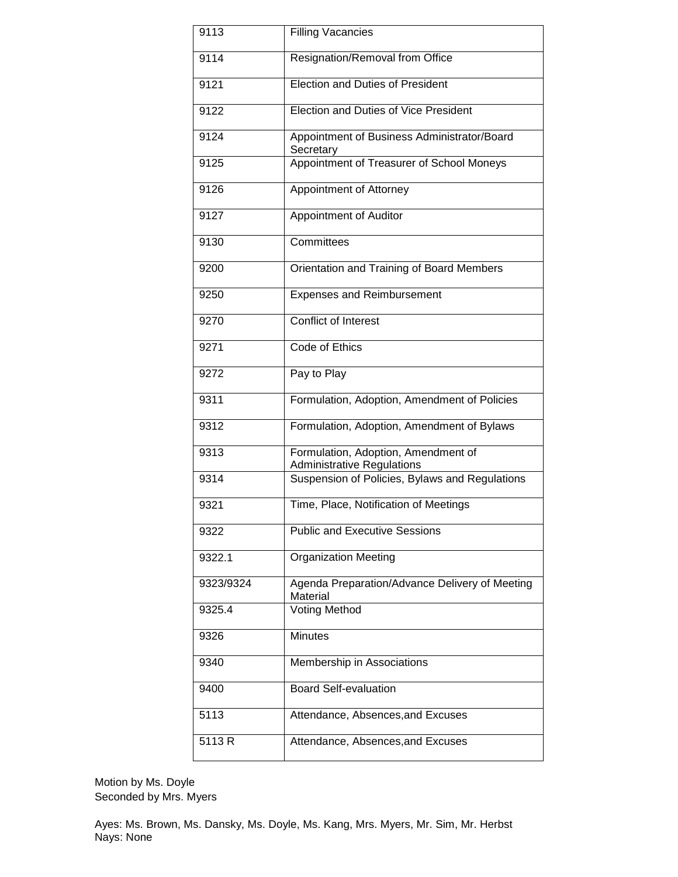| 9113 | Filling Vacancies |
|---|---|
| 9114 | Resignation/Removal from Office |
| 9121 | Election and Duties of President |
| 9122 | Election and Duties of Vice President |
| 9124 | Appointment of Business Administrator/Board Secretary |
| 9125 | Appointment of Treasurer of School Moneys |
| 9126 | Appointment of Attorney |
| 9127 | Appointment of Auditor |
| 9130 | Committees |
| 9200 | Orientation and Training of Board Members |
| 9250 | Expenses and Reimbursement |
| 9270 | Conflict of Interest |
| 9271 | Code of Ethics |
| 9272 | Pay to Play |
| 9311 | Formulation, Adoption, Amendment of Policies |
| 9312 | Formulation, Adoption, Amendment of Bylaws |
| 9313 | Formulation, Adoption, Amendment of Administrative Regulations |
| 9314 | Suspension of Policies, Bylaws and Regulations |
| 9321 | Time, Place, Notification of Meetings |
| 9322 | Public and Executive Sessions |
| 9322.1 | Organization Meeting |
| 9323/9324 | Agenda Preparation/Advance Delivery of Meeting Material |
| 9325.4 | Voting Method |
| 9326 | Minutes |
| 9340 | Membership in Associations |
| 9400 | Board Self-evaluation |
| 5113 | Attendance, Absences,and Excuses |
| 5113 R | Attendance, Absences,and Excuses |

Motion by Ms. Doyle
Seconded by Mrs. Myers

Ayes: Ms. Brown, Ms. Dansky, Ms. Doyle, Ms. Kang, Mrs. Myers, Mr. Sim, Mr. Herbst
Nays: None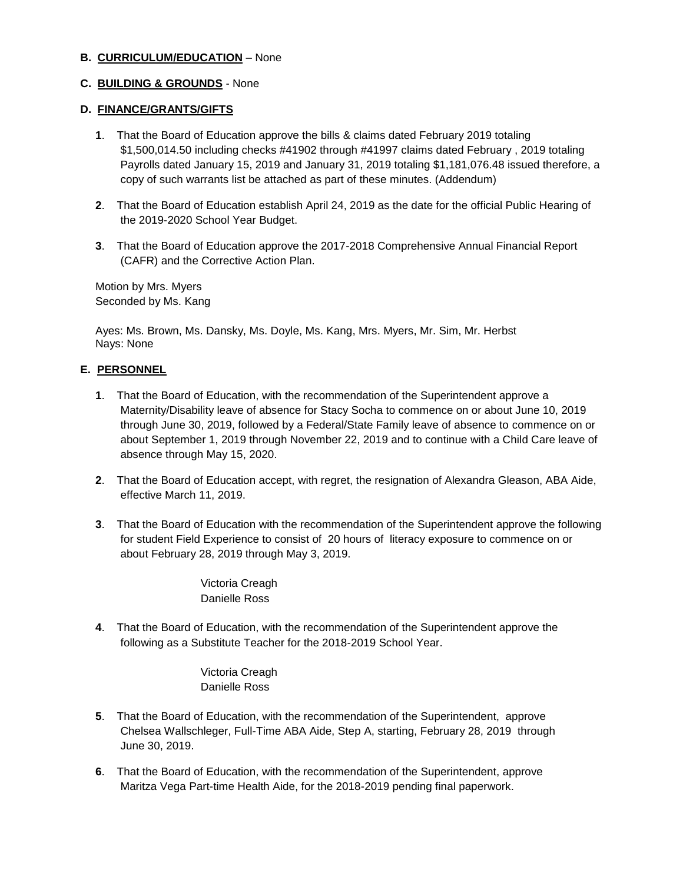**B. CURRICULUM/EDUCATION** – None

**C. BUILDING & GROUNDS** - None

**D. FINANCE/GRANTS/GIFTS**

**1**. That the Board of Education approve the bills & claims dated February 2019 totaling $1,500,014.50 including checks #41902 through #41997 claims dated February , 2019 totaling Payrolls dated January 15, 2019 and January 31, 2019 totaling $1,181,076.48 issued therefore, a copy of such warrants list be attached as part of these minutes. (Addendum)

**2**. That the Board of Education establish April 24, 2019 as the date for the official Public Hearing of the 2019-2020 School Year Budget.

**3**. That the Board of Education approve the 2017-2018 Comprehensive Annual Financial Report (CAFR) and the Corrective Action Plan.

Motion by Mrs. Myers
Seconded by Ms. Kang

Ayes: Ms. Brown, Ms. Dansky, Ms. Doyle, Ms. Kang, Mrs. Myers, Mr. Sim, Mr. Herbst
Nays: None

**E. PERSONNEL**

**1**. That the Board of Education, with the recommendation of the Superintendent approve a Maternity/Disability leave of absence for Stacy Socha to commence on or about June 10, 2019 through June 30, 2019, followed by a Federal/State Family leave of absence to commence on or about September 1, 2019 through November 22, 2019 and to continue with a Child Care leave of absence through May 15, 2020.

**2**. That the Board of Education accept, with regret, the resignation of Alexandra Gleason, ABA Aide, effective March 11, 2019.

**3**. That the Board of Education with the recommendation of the Superintendent approve the following for student Field Experience to consist of 20 hours of literacy exposure to commence on or about February 28, 2019 through May 3, 2019.

Victoria Creagh
Danielle Ross

**4**. That the Board of Education, with the recommendation of the Superintendent approve the following as a Substitute Teacher for the 2018-2019 School Year.

Victoria Creagh
Danielle Ross

**5**. That the Board of Education, with the recommendation of the Superintendent, approve Chelsea Wallschleger, Full-Time ABA Aide, Step A, starting, February 28, 2019 through June 30, 2019.

**6**. That the Board of Education, with the recommendation of the Superintendent, approve Maritza Vega Part-time Health Aide, for the 2018-2019 pending final paperwork.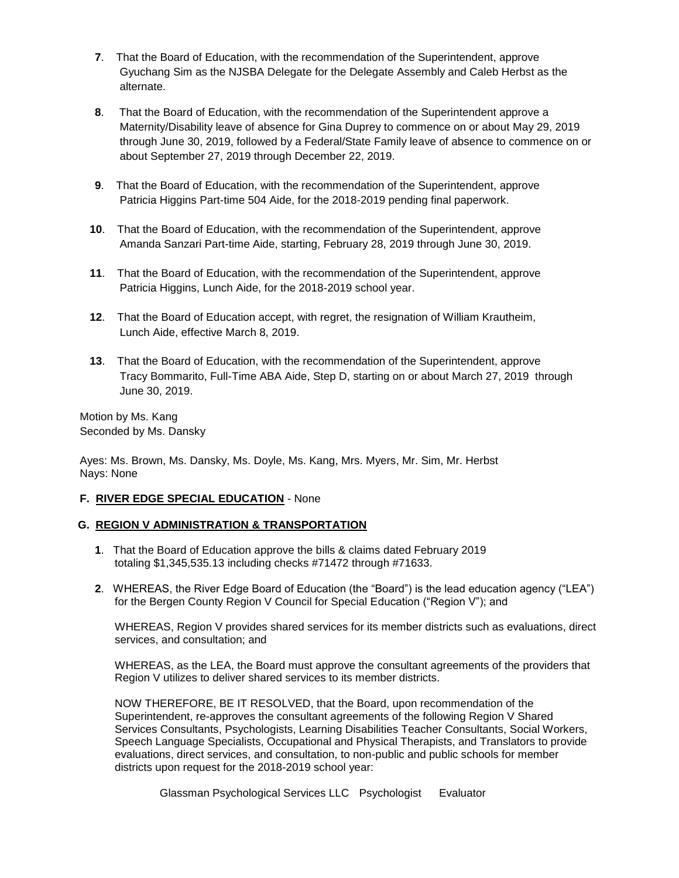**7**. That the Board of Education, with the recommendation of the Superintendent, approve Gyuchang Sim as the NJSBA Delegate for the Delegate Assembly and Caleb Herbst as the alternate.

**8**. That the Board of Education, with the recommendation of the Superintendent approve a Maternity/Disability leave of absence for Gina Duprey to commence on or about May 29, 2019 through June 30, 2019, followed by a Federal/State Family leave of absence to commence on or about September 27, 2019 through December 22, 2019.

**9**. That the Board of Education, with the recommendation of the Superintendent, approve Patricia Higgins Part-time 504 Aide, for the 2018-2019 pending final paperwork.

**10**. That the Board of Education, with the recommendation of the Superintendent, approve Amanda Sanzari Part-time Aide, starting, February 28, 2019 through June 30, 2019.

**11**. That the Board of Education, with the recommendation of the Superintendent, approve Patricia Higgins, Lunch Aide, for the 2018-2019 school year.

**12**. That the Board of Education accept, with regret, the resignation of William Krautheim, Lunch Aide, effective March 8, 2019.

**13**. That the Board of Education, with the recommendation of the Superintendent, approve Tracy Bommarito, Full-Time ABA Aide, Step D, starting on or about March 27, 2019 through June 30, 2019.

Motion by Ms. Kang
Seconded by Ms. Dansky

Ayes: Ms. Brown, Ms. Dansky, Ms. Doyle, Ms. Kang, Mrs. Myers, Mr. Sim, Mr. Herbst
Nays: None

**F. RIVER EDGE SPECIAL EDUCATION** - None

**G. REGION V ADMINISTRATION & TRANSPORTATION**

**1**. That the Board of Education approve the bills & claims dated February 2019 totaling $1,345,535.13 including checks #71472 through #71633.

**2**. WHEREAS, the River Edge Board of Education (the "Board") is the lead education agency ("LEA") for the Bergen County Region V Council for Special Education ("Region V"); and

WHEREAS, Region V provides shared services for its member districts such as evaluations, direct services, and consultation; and

WHEREAS, as the LEA, the Board must approve the consultant agreements of the providers that Region V utilizes to deliver shared services to its member districts.

NOW THEREFORE, BE IT RESOLVED, that the Board, upon recommendation of the Superintendent, re-approves the consultant agreements of the following Region V Shared Services Consultants, Psychologists, Learning Disabilities Teacher Consultants, Social Workers, Speech Language Specialists, Occupational and Physical Therapists, and Translators to provide evaluations, direct services, and consultation, to non-public and public schools for member districts upon request for the 2018-2019 school year:

| | | |
|---|---|---|
| Glassman Psychological Services LLC | Psychologist | Evaluator |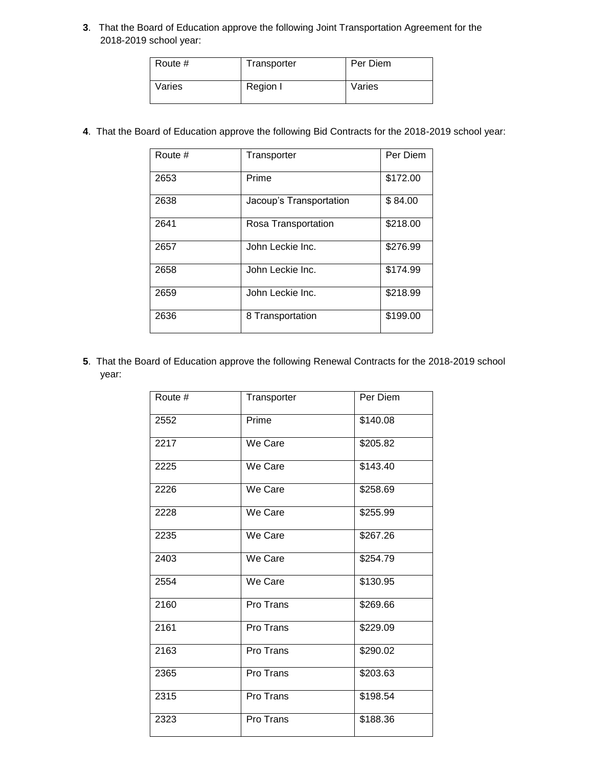**3**. That the Board of Education approve the following Joint Transportation Agreement for the 2018-2019 school year:

| Route # | Transporter | Per Diem |
|---|---|---|
| Varies | Region I | Varies |

**4**. That the Board of Education approve the following Bid Contracts for the 2018-2019 school year:

| Route # | Transporter | Per Diem |
|---|---|---|
| 2653 | Prime | $172.00 |
| 2638 | Jacoup's Transportation | $ 84.00 |
| 2641 | Rosa Transportation | $218.00 |
| 2657 | John Leckie Inc. | $276.99 |
| 2658 | John Leckie Inc. | $174.99 |
| 2659 | John Leckie Inc. | $218.99 |
| 2636 | 8 Transportation | $199.00 |

**5**. That the Board of Education approve the following Renewal Contracts for the 2018-2019 school year:

| Route # | Transporter | Per Diem |
|---|---|---|
| 2552 | Prime | $140.08 |
| 2217 | We Care | $205.82 |
| 2225 | We Care | $143.40 |
| 2226 | We Care | $258.69 |
| 2228 | We Care | $255.99 |
| 2235 | We Care | $267.26 |
| 2403 | We Care | $254.79 |
| 2554 | We Care | $130.95 |
| 2160 | Pro Trans | $269.66 |
| 2161 | Pro Trans | $229.09 |
| 2163 | Pro Trans | $290.02 |
| 2365 | Pro Trans | $203.63 |
| 2315 | Pro Trans | $198.54 |
| 2323 | Pro Trans | $188.36 |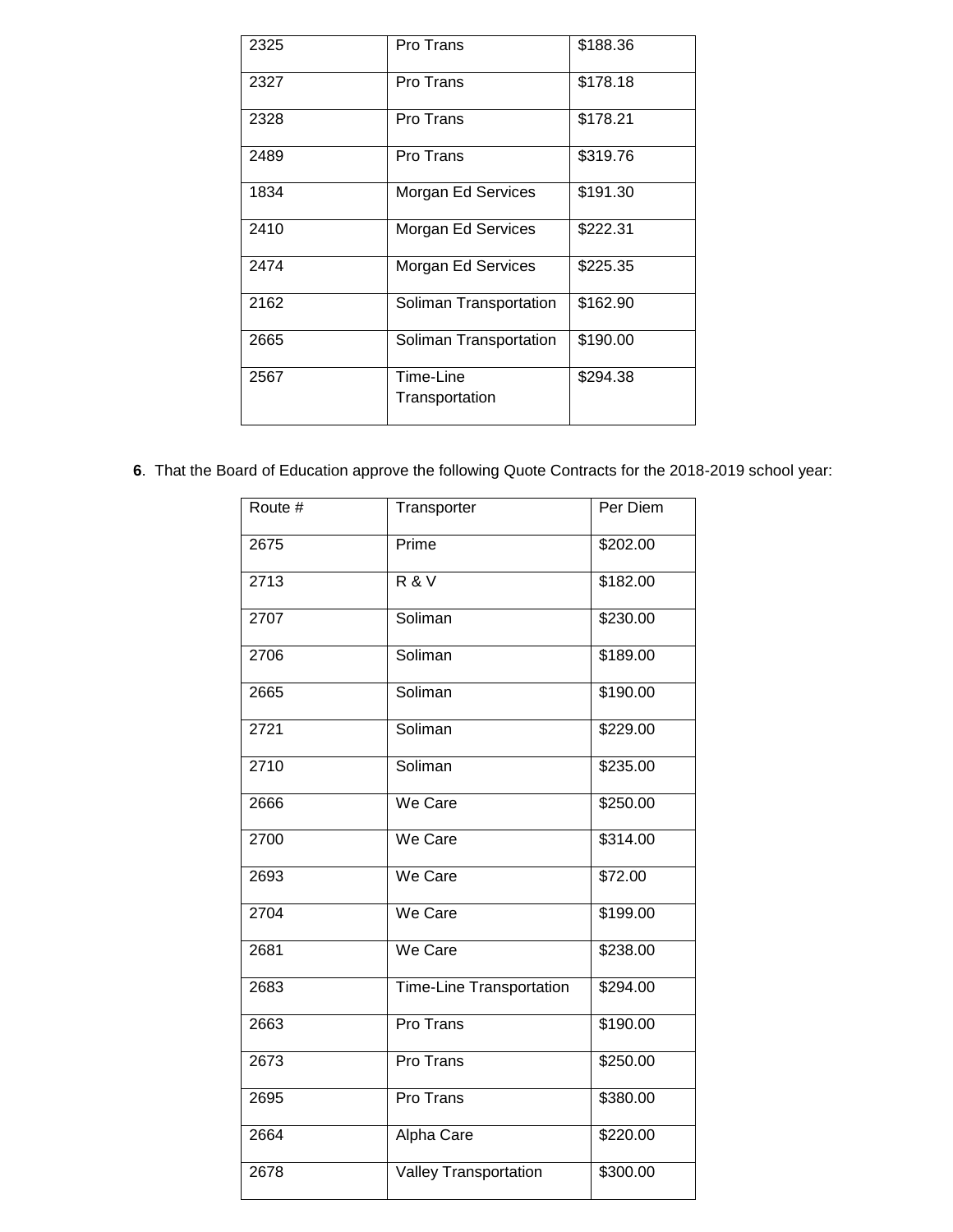| | | |
|---|---|---|
| 2325 | Pro Trans | $188.36 |
| 2327 | Pro Trans | $178.18 |
| 2328 | Pro Trans | $178.21 |
| 2489 | Pro Trans | $319.76 |
| 1834 | Morgan Ed Services | $191.30 |
| 2410 | Morgan Ed Services | $222.31 |
| 2474 | Morgan Ed Services | $225.35 |
| 2162 | Soliman Transportation | $162.90 |
| 2665 | Soliman Transportation | $190.00 |
| 2567 | Time-Line Transportation | $294.38 |

**6**. That the Board of Education approve the following Quote Contracts for the 2018-2019 school year:

| Route # | Transporter | Per Diem |
|---|---|---|
| 2675 | Prime | $202.00 |
| 2713 | R & V | $182.00 |
| 2707 | Soliman | $230.00 |
| 2706 | Soliman | $189.00 |
| 2665 | Soliman | $190.00 |
| 2721 | Soliman | $229.00 |
| 2710 | Soliman | $235.00 |
| 2666 | We Care | $250.00 |
| 2700 | We Care | $314.00 |
| 2693 | We Care | $72.00 |
| 2704 | We Care | $199.00 |
| 2681 | We Care | $238.00 |
| 2683 | Time-Line Transportation | $294.00 |
| 2663 | Pro Trans | $190.00 |
| 2673 | Pro Trans | $250.00 |
| 2695 | Pro Trans | $380.00 |
| 2664 | Alpha Care | $220.00 |
| 2678 | Valley Transportation | $300.00 |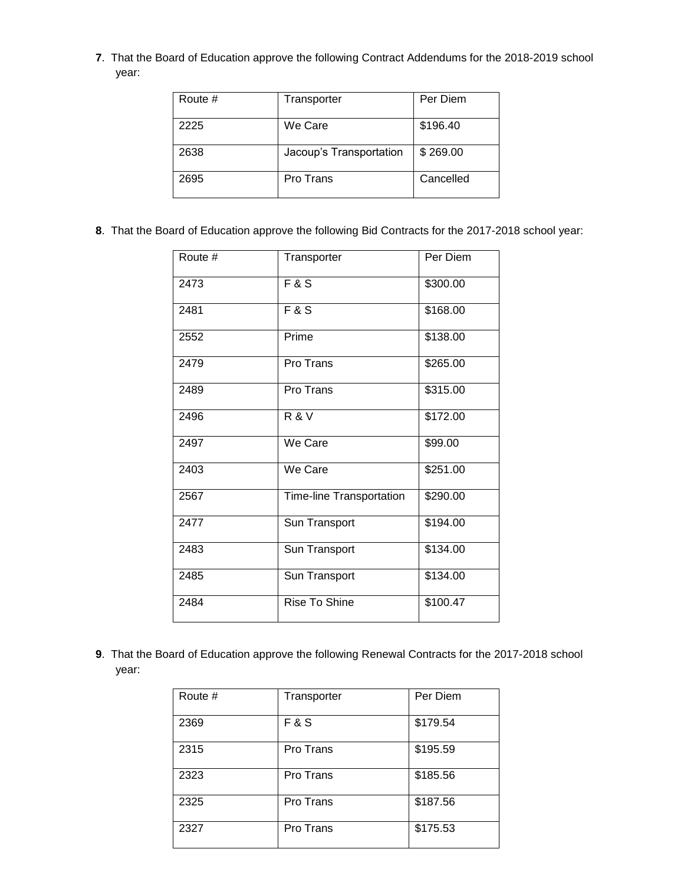**7**. That the Board of Education approve the following Contract Addendums for the 2018-2019 school year:

| Route # | Transporter | Per Diem |
|---|---|---|
| 2225 | We Care | $196.40 |
| 2638 | Jacoup's Transportation | $ 269.00 |
| 2695 | Pro Trans | Cancelled |

**8**. That the Board of Education approve the following Bid Contracts for the 2017-2018 school year:

| Route # | Transporter | Per Diem |
|---|---|---|
| 2473 | F & S | $300.00 |
| 2481 | F & S | $168.00 |
| 2552 | Prime | $138.00 |
| 2479 | Pro Trans | $265.00 |
| 2489 | Pro Trans | $315.00 |
| 2496 | R & V | $172.00 |
| 2497 | We Care | $99.00 |
| 2403 | We Care | $251.00 |
| 2567 | Time-line Transportation | $290.00 |
| 2477 | Sun Transport | $194.00 |
| 2483 | Sun Transport | $134.00 |
| 2485 | Sun Transport | $134.00 |
| 2484 | Rise To Shine | $100.47 |

**9**. That the Board of Education approve the following Renewal Contracts for the 2017-2018 school year:

| Route # | Transporter | Per Diem |
|---|---|---|
| 2369 | F & S | $179.54 |
| 2315 | Pro Trans | $195.59 |
| 2323 | Pro Trans | $185.56 |
| 2325 | Pro Trans | $187.56 |
| 2327 | Pro Trans | $175.53 |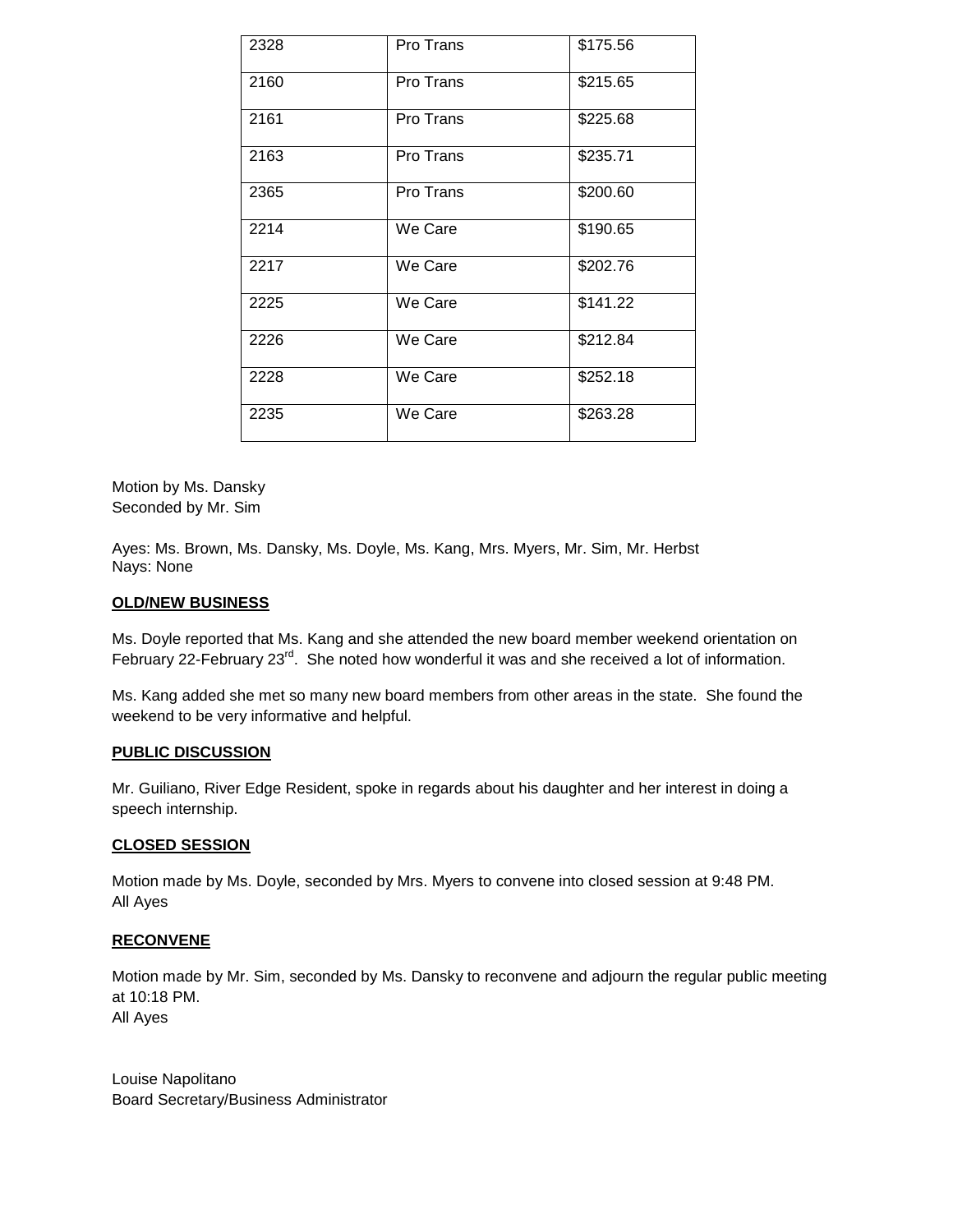| | | |
|---|---|---|
| 2328 | Pro Trans | $175.56 |
| 2160 | Pro Trans | $215.65 |
| 2161 | Pro Trans | $225.68 |
| 2163 | Pro Trans | $235.71 |
| 2365 | Pro Trans | $200.60 |
| 2214 | We Care | $190.65 |
| 2217 | We Care | $202.76 |
| 2225 | We Care | $141.22 |
| 2226 | We Care | $212.84 |
| 2228 | We Care | $252.18 |
| 2235 | We Care | $263.28 |

Motion by Ms. Dansky
Seconded by Mr. Sim

Ayes: Ms. Brown, Ms. Dansky, Ms. Doyle, Ms. Kang, Mrs. Myers, Mr. Sim, Mr. Herbst
Nays: None

**OLD/NEW BUSINESS**

Ms. Doyle reported that Ms. Kang and she attended the new board member weekend orientation on February 22-February 23rd. She noted how wonderful it was and she received a lot of information.

Ms. Kang added she met so many new board members from other areas in the state. She found the weekend to be very informative and helpful.

**PUBLIC DISCUSSION**

Mr. Guiliano, River Edge Resident, spoke in regards about his daughter and her interest in doing a speech internship.

**CLOSED SESSION**

Motion made by Ms. Doyle, seconded by Mrs. Myers to convene into closed session at 9:48 PM.
All Ayes

**RECONVENE**

Motion made by Mr. Sim, seconded by Ms. Dansky to reconvene and adjourn the regular public meeting at 10:18 PM.
All Ayes

Louise Napolitano
Board Secretary/Business Administrator